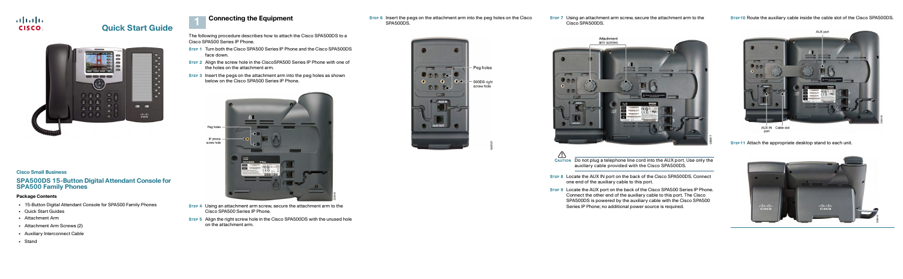# Quick Start Guide

**Cisco Small Business**

## SPA500DS 15-Button Digital Attendant Console for SPA500 Family Phones

### Package Contents

- 15-Button Digital Attendant Console for SPA500 Family Phones
- Quick Start Guides
- Attachment Arm
- Attachment Arm Screws (2)
- Auxiliary Interconnect Cable
- Stand

## 1 Connecting the Equipment

The following procedure describes how to attach the Cisco SPA500DS to a Cisco SPA500 Series IP Phone.

**STEP 1** Turn both the Cisco SPA500 Series IP Phone and the Cisco SPA500DS face down.

**STEP 2** Align the screw hole in the CiscoSPA500 Series IP Phone with one of the holes on the attachment arm.

**STEP 3** Insert the pegs on the attachment arm into the peg holes as shown below on the Cisco SPA500 Series IP Phone.

Peg holes

IP phone screw hole

**STEP 4** Using an attachment arm screw, secure the attachment arm to the Cisco SPA500 Series IP Phone.

**STEP 5** Align the right screw hole in the Cisco SPA500DS with the unused hole on the attachment arm.

**STEP 6** Insert the pegs on the attachment arm into the peg holes on the Cisco SPA500DS.

Peg holes

500DS right screw hole

**STEP 7** Using an attachment arm screw, secure the attachment arm to the Cisco SPA500DS.

Attachment arm screws

**CAUTION** Do not plug a telephone line cord into the AUX port. Use only the auxiliary cable provided with the Cisco SPA500DS.

**STEP 8** Locate the AUX IN port on the back of the Cisco SPA500DS. Connect one end of the auxiliary cable to this port.

**STEP 9** Locate the AUX port on the back of the Cisco SPA500 Series IP Phone. Connect the other end of the auxiliary cable to this port. The Cisco SPA500DS is powered by the auxiliary cable with the Cisco SPA500 Series IP Phone; no additional power source is required.

**STEP 10** Route the auxiliary cable inside the cable slot of the Cisco SPA500DS.

AUX port

AUX IN port

Cable slot

**STEP 11** Attach the appropriate desktop stand to each unit.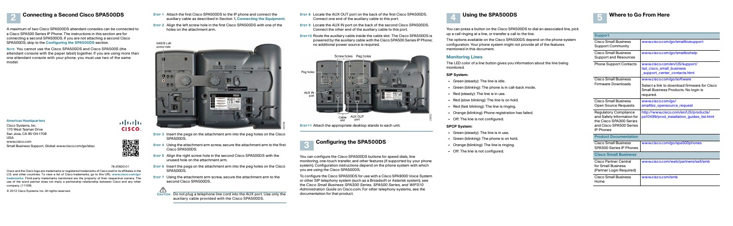## 2 Connecting a Second Cisco SPA500DS

A maximum of two Cisco SPA500DS attendant consoles can be connected to a Cisco SPA500 Series IP Phone. The instructions in this section are for connecting a second SPA500DS. If you are not attaching a second Cisco SPA500DS, skip to the **Configuring the SPA500DS** section.

**NOTE** You cannot use the Cisco SPA500DS and Cisco SPA500S (the attendant console with the paper label) together. If you are using more than one attendant console with your phone, you must use two of the same model.

**Americas Headquarters**
Cisco Systems, Inc.
170 West Tasman Drive
San Jose, CA 95134-1706
USA
www.cisco.com
Small Business Support, Global: www.cisco.com/go/sbsc

78-20620-01

Cisco and the Cisco logo are trademarks or registered trademarks of Cisco and/or its affiliates in the U.S. and other countries. To view a list of Cisco trademarks, go to this URL: **www.cisco.com/go/trademarks**. Third-party trademarks mentioned are the property of their respective owners. The use of the word partner does not imply a partnership relationship between Cisco and any other company. (1110R)

© 2012 Cisco Systems, Inc. All rights reserved.

**STEP 1** Attach the first Cisco SPA500DS to the IP phone and connect the auxiliary cable as described in Section 1, **Connecting the Equipment**.

**STEP 2** Align the left screw hole in the first Cisco SPA500DS with one of the holes on the attachment arm.

500DS Left screw hole

**STEP 3** Insert the pegs on the attachment arm into the peg holes on the Cisco SPA500DS.

**STEP 4** Using the attachment arm screw, secure the attachment arm to the first Cisco SPA500DS.

**STEP 5** Align the right screw hole in the second Cisco SPA500DS with the unused hole on the attachment arm.

**STEP 6** Insert the pegs on the attachment arm into the peg holes on the Cisco SPA500DS.

**STEP 7** Using the attachment arm screw, secure the attachment arm to the second Cisco SPA500DS.

**CAUTION** Do not plug a telephone line cord into the AUX port. Use only the auxiliary cable provided with the Cisco SPA500DS.

**STEP 8** Locate the AUX OUT port on the back of the first Cisco SPA500DS. Connect one end of the auxiliary cable to this port.

**STEP 9** Locate the AUX IN port on the back of the second Cisco SPA500DS. Connect the other end of the auxiliary cable to this port.

**STEP 10** Route the auxiliary cable inside the cable slot. The Cisco SPA500DS is powered by the auxiliary cable with the Cisco SPA500 Series IP Phone; no additional power source is required.

Screw holes
Peg holes
Peg holes
AUX IN port
Cable slot
AUX OUT port

**STEP 11** Attach the appropriate desktop stands to each unit.

## 3 Configuring the SPA500DS

You can configure the Cisco SPA500DS buttons for speed dials, line monitoring, one-touch transfer, and other features (if supported by your phone system). Configuration instructions depend on the phone system with which you are using the Cisco SPA500DS.

To configure the Cisco SPA500DS for use with a Cisco SPA9000 Voice System or other SIP telephony system (such as a Broadsoft or Asterisk system), see the *Cisco Small Business SPA300 Series, SPA500 Series, and WIP310 Administration Guide* on Cisco.com. For other telephony systems, see the documentation for that product.

## 4 Using the SPA500DS

You can press a button on the Cisco SPA500DS to dial an associated line, pick up a call ringing at a line, or transfer a call to the line.

The options available on the Cisco SPA500DS depend on the phone system configuration. Your phone system might not provide all of the features mentioned in this document.

### Monitoring Lines

The LED color of a line button gives you information about the line being monitored.

**SIP System:**

- Green (steady): The line is idle.
- Green (blinking): The phone is in call-back mode.
- Red (steady): The line is in use.
- Red (slow blinking): The line is on hold.
- Red (fast blinking): The line is ringing.
- Orange (blinking): Phone registration has failed.
- Off: The line is not configured.

**SPCP System:**

- Green (steady): The line is in use.
- Green (blinking): The phone is on hold.
- Orange (blinking): The line is ringing.
- Off: The line is not configured.

## 5 Where to Go From Here

| | |
|---|---|
| **Support** | |
| Cisco Small Business Support Community | www.cisco.com/go/smallbizsupport |
| Cisco Small Business Support and Resources | www.cisco.com/go/smallbizhelp |
| Phone Support Contacts | www.cisco.com/en/US/support/tsd_cisco_small_business_support_center_contacts.html |
| Cisco Small Business Firmware Downloads | www.cisco.com/go/software<br>Select a link to download firmware for Cisco Small Business Products. No login is required. |
| Cisco Small Business Open Source Requests | www.cisco.com/go/smallbiz_opensource_request |
| Regulatory Compliance and Safety Information for the Cisco SPA300 Series and Cisco SPA500 Series IP Phones | http://www.cisco.com/en/US/products/ps10499/prod_installation_guides_list.html |
| **Product Documentation** | |
| Cisco Small Business SPA500 Series IP Phones | www.cisco.com/go/spa500phones |
| **Cisco Small Business** | |
| Cisco Partner Central for Small Business (Partner Login Required) | www.cisco.com/web/partners/sell/smb |
| Cisco Small Business Home | www.cisco.com/smb |